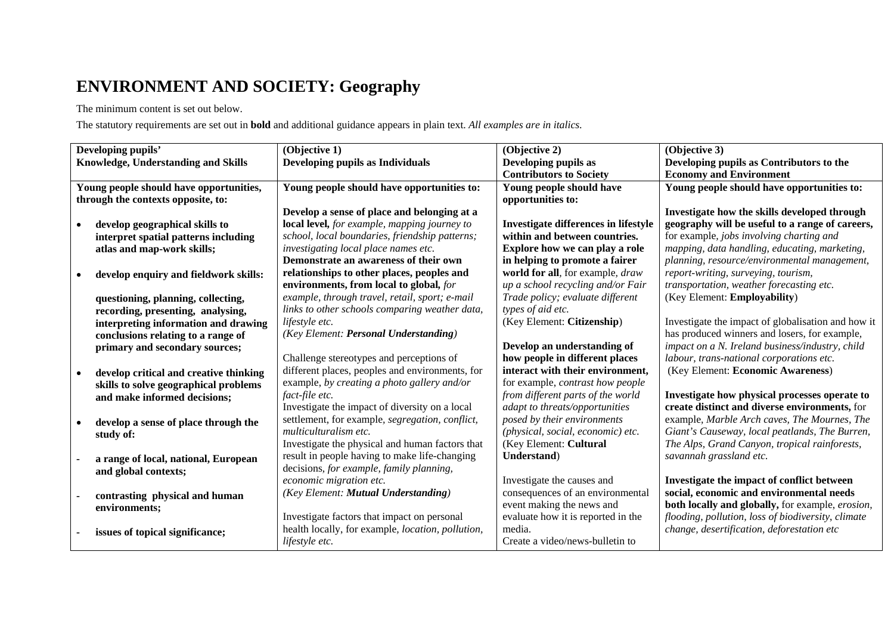# ENVIRONMENT AND SOCIETY: Geography

The minimum content is set out below.

The statutory requirements are set out in **bold** and additional guidance appears in plain text. *All examples are in italics.*

| **Developing pupils' Knowledge, Understanding and Skills** | **(Objective 1) Developing pupils as Individuals** | **(Objective 2) Developing pupils as Contributors to Society** | **(Objective 3) Developing pupils as Contributors to the Economy and Environment** |
|---|---|---|---|
| **Young people should have opportunities, through the contexts opposite, to:**<br><br>• **develop geographical skills to interpret spatial patterns including atlas and map-work skills;**<br><br>• **develop enquiry and fieldwork skills:**<br><br>**questioning, planning, collecting, recording, presenting, analysing, interpreting information and drawing conclusions relating to a range of primary and secondary sources;**<br><br>• **develop critical and creative thinking skills to solve geographical problems and make informed decisions;**<br><br>• **develop a sense of place through the study of:**<br><br>- **a range of local, national, European and global contexts;**<br><br>- **contrasting physical and human environments;**<br><br>- **issues of topical significance;** | **Young people should have opportunities to:**<br><br>**Develop a sense of place and belonging at a local level,** *for example, mapping journey to school, local boundaries, friendship patterns; investigating local place names etc.*<br>**Demonstrate an awareness of their own relationships to other places, peoples and environments, from local to global,** *for example, through travel, retail, sport; e-mail links to other schools comparing weather data, lifestyle etc.*<br>*(Key Element: **Personal Understanding**)*<br><br>Challenge stereotypes and perceptions of different places, peoples and environments, for example, *by creating a photo gallery and/or fact-file etc.*<br>Investigate the impact of diversity on a local settlement, for example, *segregation, conflict, multiculturalism etc.*<br>Investigate the physical and human factors that result in people having to make life-changing decisions, *for example, family planning, economic migration etc.*<br>*(Key Element: **Mutual Understanding**)*<br><br>Investigate factors that impact on personal health locally, for example, *location, pollution, lifestyle etc.* | **Young people should have opportunities to:**<br><br>**Investigate differences in lifestyle within and between countries.**<br>**Explore how we can play a role in helping to promote a fairer world for all**, for example, *draw up a school recycling and/or Fair Trade policy; evaluate different types of aid etc.*<br>(Key Element: **Citizenship**)<br><br>**Develop an understanding of how people in different places interact with their environment,** for example, *contrast how people from different parts of the world adapt to threats/opportunities posed by their environments (physical, social, economic) etc.*<br>(Key Element: **Cultural Understand**)<br><br>Investigate the causes and consequences of an environmental event making the news and evaluate how it is reported in the media.<br>Create a video/news-bulletin to | **Young people should have opportunities to:**<br><br>**Investigate how the skills developed through geography will be useful to a range of careers,** for example, *jobs involving charting and mapping, data handling, educating, marketing, planning, resource/environmental management, report-writing, surveying, tourism, transportation, weather forecasting etc.*<br>(Key Element: **Employability**)<br><br>Investigate the impact of globalisation and how it has produced winners and losers, for example, *impact on a N. Ireland business/industry, child labour, trans-national corporations etc.*<br>(Key Element: **Economic Awareness**)<br><br>**Investigate how physical processes operate to create distinct and diverse environments,** for example, *Marble Arch caves, The Mournes, The Giant's Causeway, local peatlands, The Burren, The Alps, Grand Canyon, tropical rainforests, savannah grassland etc.*<br><br>**Investigate the impact of conflict between social, economic and environmental needs both locally and globally,** for example, *erosion, flooding, pollution, loss of biodiversity, climate change, desertification, deforestation etc* |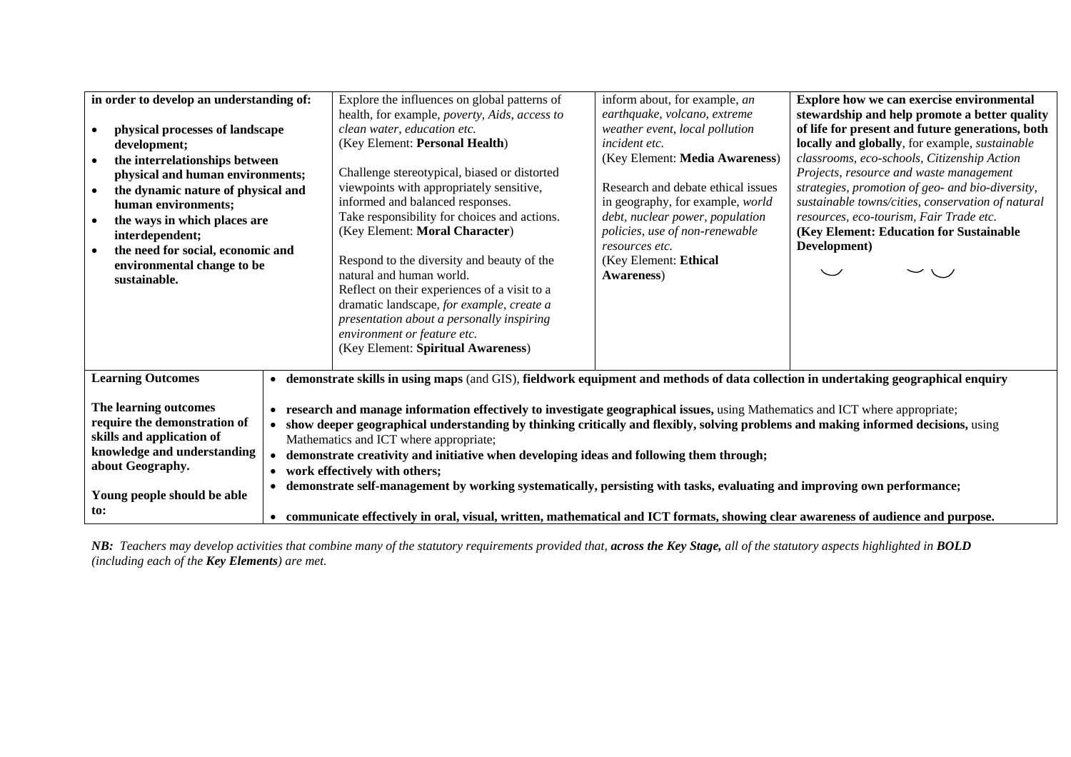| | | | |
|---|---|---|---|
| **in order to develop an understanding of:**<br><br>• **physical processes of landscape development;**<br>• **the interrelationships between physical and human environments;**<br>• **the dynamic nature of physical and human environments;**<br>• **the ways in which places are interdependent;**<br>• **the need for social, economic and environmental change to be sustainable.** | Explore the influences on global patterns of health, for example, *poverty, Aids, access to clean water, education etc.*<br>(Key Element: **Personal Health**)<br><br>Challenge stereotypical, biased or distorted viewpoints with appropriately sensitive, informed and balanced responses.<br>Take responsibility for choices and actions.<br>(Key Element: **Moral Character**)<br><br>Respond to the diversity and beauty of the natural and human world.<br>Reflect on their experiences of a visit to a dramatic landscape, *for example, create a presentation about a personally inspiring environment or feature etc.*<br>(Key Element: **Spiritual Awareness**) | inform about, for example, *an earthquake, volcano, extreme weather event, local pollution incident etc.*<br>(Key Element: **Media Awareness**)<br><br>Research and debate ethical issues in geography, for example, *world debt, nuclear power, population policies, use of non-renewable resources etc.*<br>(Key Element: **Ethical Awareness**) | **Explore how we can exercise environmental stewardship and help promote a better quality of life for present and future generations, both locally and globally**, for example, *sustainable classrooms, eco-schools, Citizenship Action Projects, resource and waste management strategies, promotion of geo- and bio-diversity, sustainable towns/cities, conservation of natural resources, eco-tourism, Fair Trade etc.*<br>**(Key Element: Education for Sustainable Development)** |

| | |
|---|---|
| **Learning Outcomes**<br><br>**The learning outcomes require the demonstration of skills and application of knowledge and understanding about Geography.**<br><br>**Young people should be able to:** | • **demonstrate skills in using maps** (and GIS), **fieldwork equipment and methods of data collection in undertaking geographical enquiry**<br><br>• **research and manage information effectively to investigate geographical issues,** using Mathematics and ICT where appropriate;<br>• **show deeper geographical understanding by thinking critically and flexibly, solving problems and making informed decisions,** using Mathematics and ICT where appropriate;<br>• **demonstrate creativity and initiative when developing ideas and following them through;**<br>• **work effectively with others;**<br>• **demonstrate self-management by working systematically, persisting with tasks, evaluating and improving own performance;**<br><br>• **communicate effectively in oral, visual, written, mathematical and ICT formats, showing clear awareness of audience and purpose.** |

*NB: Teachers may develop activities that combine many of the statutory requirements provided that, **across the Key Stage,** all of the statutory aspects highlighted in **BOLD** (including each of the **Key Elements**) are met.*